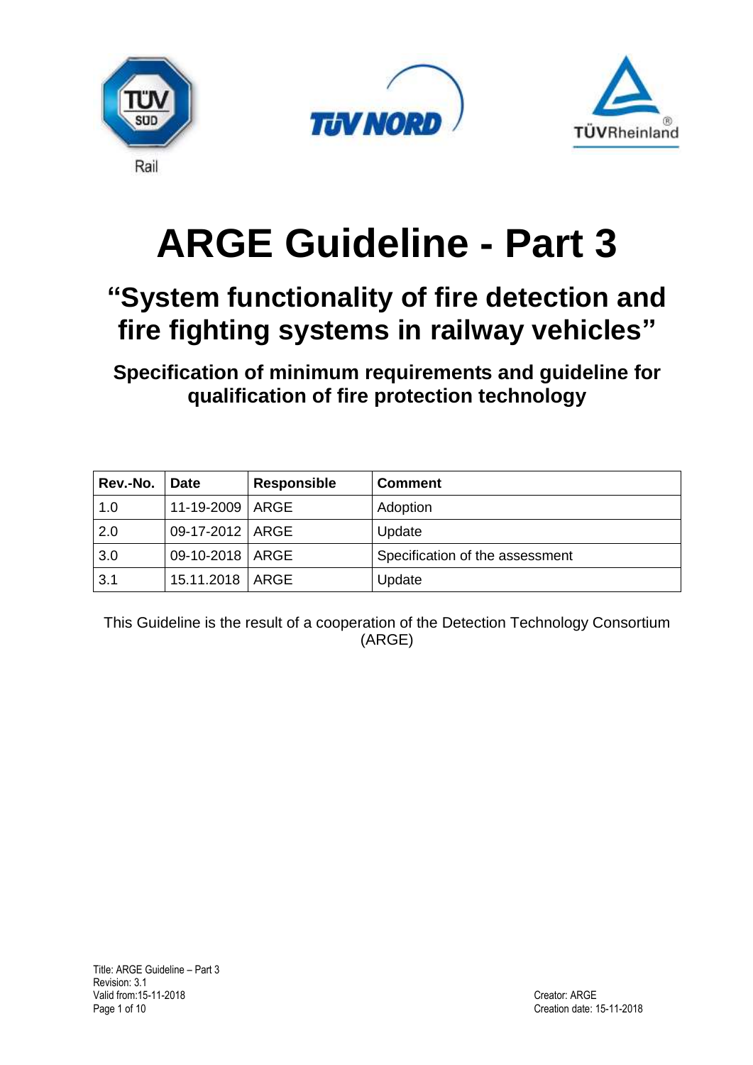# ARGE Guideline - Part 3

## "System functionality of fire detection and fire fighting systems in railway vehicles"

### Specification of minimum requirements and guideline for qualification of fire protection technology

| Rev.-No. | Date | Responsible | Comment |
|---|---|---|---|
| 1.0 | 11-19-2009 | ARGE | Adoption |
| 2.0 | 09-17-2012 | ARGE | Update |
| 3.0 | 09-10-2018 | ARGE | Specification of the assessment |
| 3.1 | 15.11.2018 | ARGE | Update |

This Guideline is the result of a cooperation of the Detection Technology Consortium (ARGE)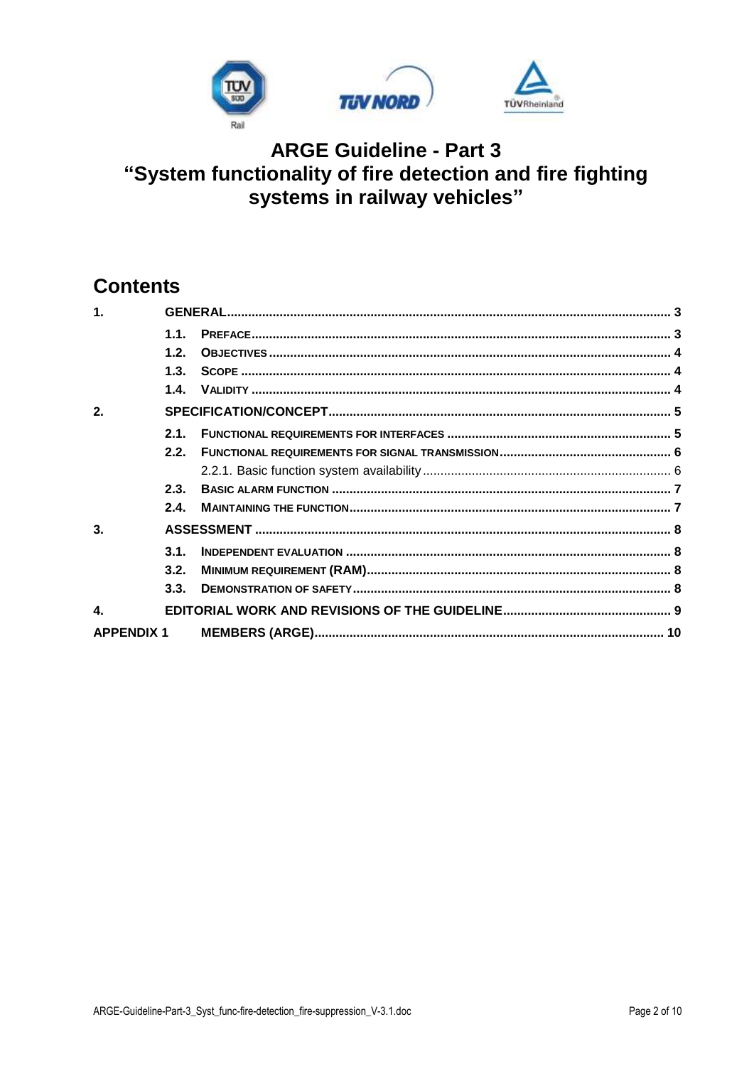# ARGE Guideline - Part 3
# "System functionality of fire detection and fire fighting systems in railway vehicles"

## Contents

| | | |
|---|---|---|
| **1.** | **GENERAL** | **3** |
| **1.1.** | **PREFACE** | **3** |
| **1.2.** | **OBJECTIVES** | **4** |
| **1.3.** | **SCOPE** | **4** |
| **1.4.** | **VALIDITY** | **4** |
| **2.** | **SPECIFICATION/CONCEPT** | **5** |
| **2.1.** | **FUNCTIONAL REQUIREMENTS FOR INTERFACES** | **5** |
| **2.2.** | **FUNCTIONAL REQUIREMENTS FOR SIGNAL TRANSMISSION** | **6** |
| 2.2.1. | Basic function system availability | 6 |
| **2.3.** | **BASIC ALARM FUNCTION** | **7** |
| **2.4.** | **MAINTAINING THE FUNCTION** | **7** |
| **3.** | **ASSESSMENT** | **8** |
| **3.1.** | **INDEPENDENT EVALUATION** | **8** |
| **3.2.** | **MINIMUM REQUIREMENT (RAM)** | **8** |
| **3.3.** | **DEMONSTRATION OF SAFETY** | **8** |
| **4.** | **EDITORIAL WORK AND REVISIONS OF THE GUIDELINE** | **9** |
| **APPENDIX 1** | **MEMBERS (ARGE)** | **10** |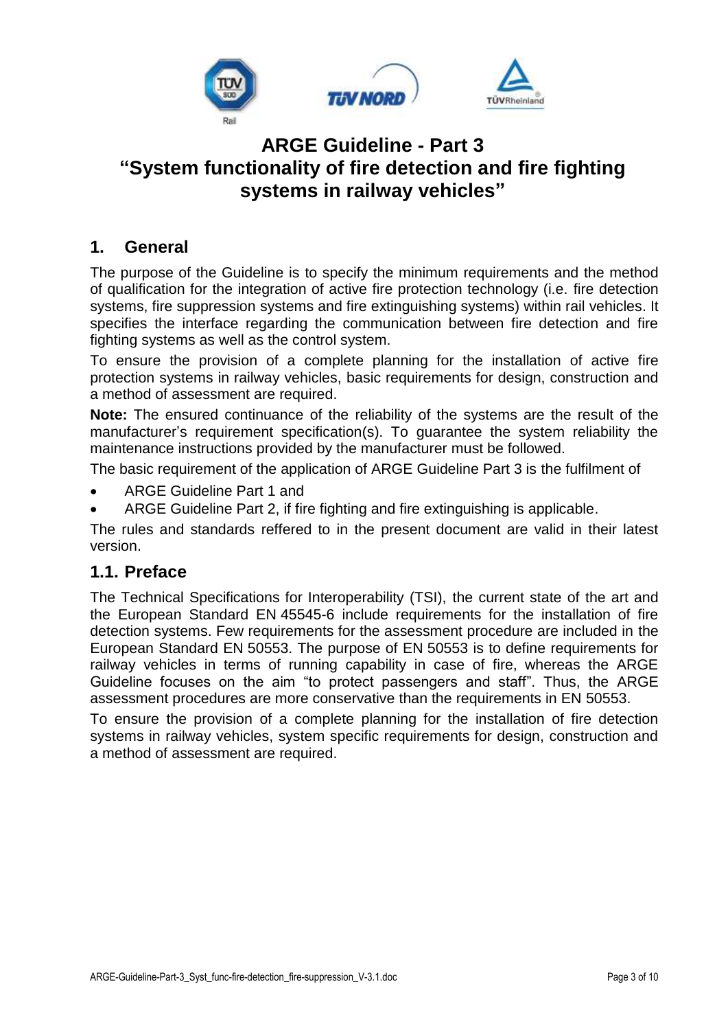# ARGE Guideline - Part 3
# "System functionality of fire detection and fire fighting systems in railway vehicles"

## 1. General

The purpose of the Guideline is to specify the minimum requirements and the method of qualification for the integration of active fire protection technology (i.e. fire detection systems, fire suppression systems and fire extinguishing systems) within rail vehicles. It specifies the interface regarding the communication between fire detection and fire fighting systems as well as the control system.

To ensure the provision of a complete planning for the installation of active fire protection systems in railway vehicles, basic requirements for design, construction and a method of assessment are required.

**Note:** The ensured continuance of the reliability of the systems are the result of the manufacturer's requirement specification(s). To guarantee the system reliability the maintenance instructions provided by the manufacturer must be followed.

The basic requirement of the application of ARGE Guideline Part 3 is the fulfilment of

- ARGE Guideline Part 1 and
- ARGE Guideline Part 2, if fire fighting and fire extinguishing is applicable.

The rules and standards reffered to in the present document are valid in their latest version.

## 1.1. Preface

The Technical Specifications for Interoperability (TSI), the current state of the art and the European Standard EN 45545-6 include requirements for the installation of fire detection systems. Few requirements for the assessment procedure are included in the European Standard EN 50553. The purpose of EN 50553 is to define requirements for railway vehicles in terms of running capability in case of fire, whereas the ARGE Guideline focuses on the aim "to protect passengers and staff". Thus, the ARGE assessment procedures are more conservative than the requirements in EN 50553.

To ensure the provision of a complete planning for the installation of fire detection systems in railway vehicles, system specific requirements for design, construction and a method of assessment are required.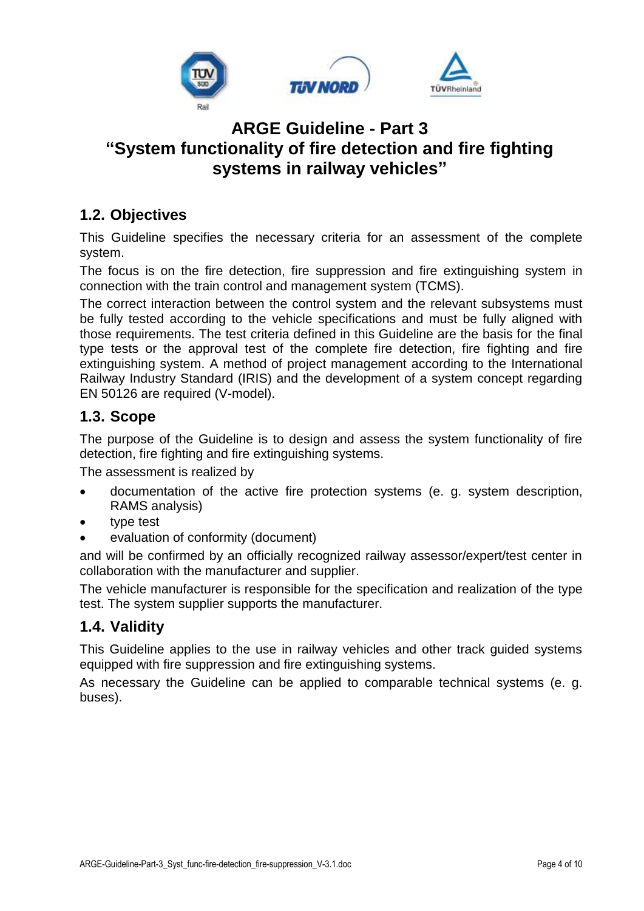# ARGE Guideline - Part 3
# "System functionality of fire detection and fire fighting systems in railway vehicles"

## 1.2. Objectives

This Guideline specifies the necessary criteria for an assessment of the complete system.

The focus is on the fire detection, fire suppression and fire extinguishing system in connection with the train control and management system (TCMS).

The correct interaction between the control system and the relevant subsystems must be fully tested according to the vehicle specifications and must be fully aligned with those requirements. The test criteria defined in this Guideline are the basis for the final type tests or the approval test of the complete fire detection, fire fighting and fire extinguishing system. A method of project management according to the International Railway Industry Standard (IRIS) and the development of a system concept regarding EN 50126 are required (V-model).

## 1.3. Scope

The purpose of the Guideline is to design and assess the system functionality of fire detection, fire fighting and fire extinguishing systems.

The assessment is realized by

- documentation of the active fire protection systems (e. g. system description, RAMS analysis)
- type test
- evaluation of conformity (document)

and will be confirmed by an officially recognized railway assessor/expert/test center in collaboration with the manufacturer and supplier.

The vehicle manufacturer is responsible for the specification and realization of the type test. The system supplier supports the manufacturer.

## 1.4. Validity

This Guideline applies to the use in railway vehicles and other track guided systems equipped with fire suppression and fire extinguishing systems.

As necessary the Guideline can be applied to comparable technical systems (e. g. buses).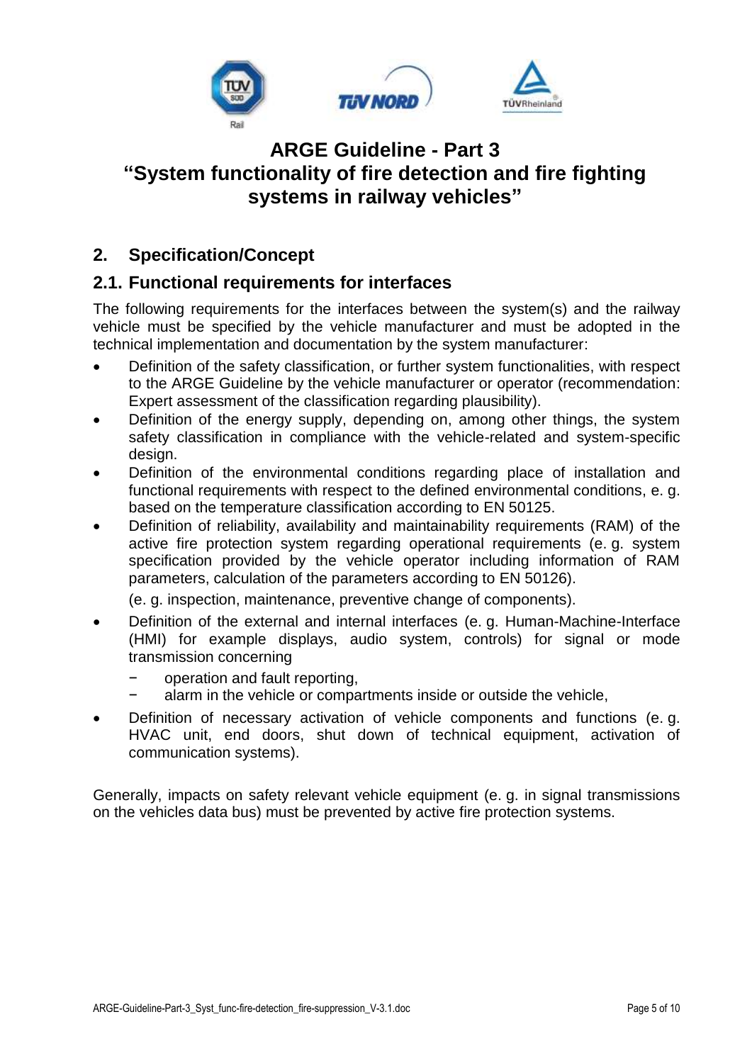# ARGE Guideline - Part 3
# "System functionality of fire detection and fire fighting systems in railway vehicles"

## 2. Specification/Concept

### 2.1. Functional requirements for interfaces

The following requirements for the interfaces between the system(s) and the railway vehicle must be specified by the vehicle manufacturer and must be adopted in the technical implementation and documentation by the system manufacturer:

- Definition of the safety classification, or further system functionalities, with respect to the ARGE Guideline by the vehicle manufacturer or operator (recommendation: Expert assessment of the classification regarding plausibility).
- Definition of the energy supply, depending on, among other things, the system safety classification in compliance with the vehicle-related and system-specific design.
- Definition of the environmental conditions regarding place of installation and functional requirements with respect to the defined environmental conditions, e. g. based on the temperature classification according to EN 50125.
- Definition of reliability, availability and maintainability requirements (RAM) of the active fire protection system regarding operational requirements (e. g. system specification provided by the vehicle operator including information of RAM parameters, calculation of the parameters according to EN 50126).

  (e. g. inspection, maintenance, preventive change of components).
- Definition of the external and internal interfaces (e. g. Human-Machine-Interface (HMI) for example displays, audio system, controls) for signal or mode transmission concerning
  - operation and fault reporting,
  - alarm in the vehicle or compartments inside or outside the vehicle,
- Definition of necessary activation of vehicle components and functions (e. g. HVAC unit, end doors, shut down of technical equipment, activation of communication systems).

Generally, impacts on safety relevant vehicle equipment (e. g. in signal transmissions on the vehicles data bus) must be prevented by active fire protection systems.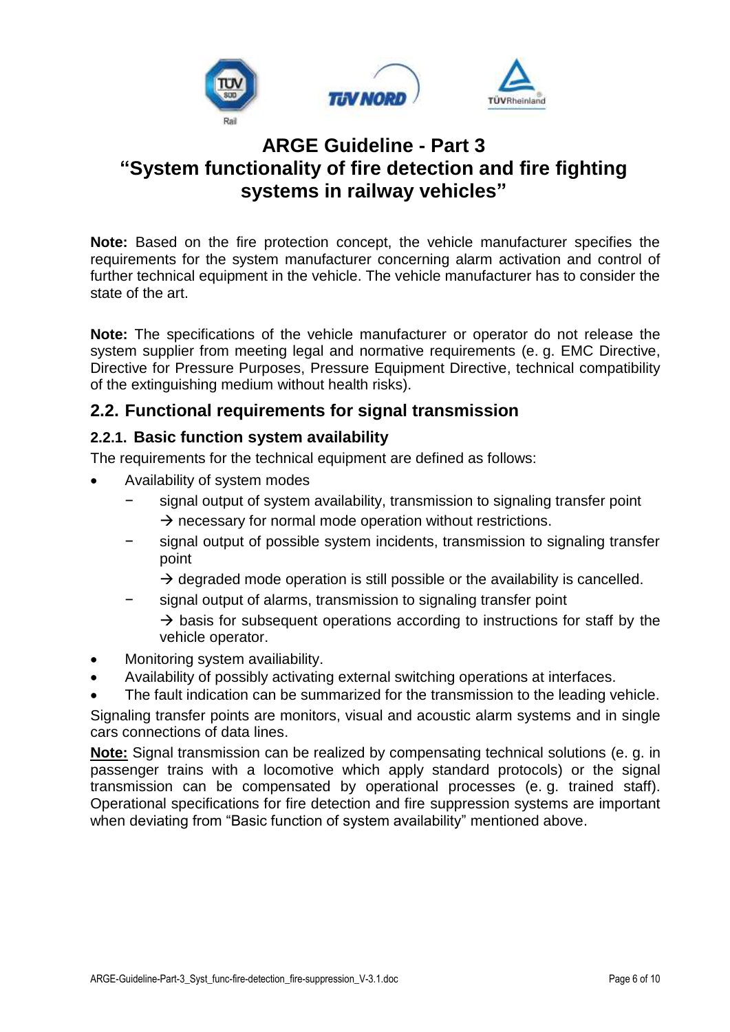# ARGE Guideline - Part 3
# "System functionality of fire detection and fire fighting systems in railway vehicles"

**Note:** Based on the fire protection concept, the vehicle manufacturer specifies the requirements for the system manufacturer concerning alarm activation and control of further technical equipment in the vehicle. The vehicle manufacturer has to consider the state of the art.

**Note:** The specifications of the vehicle manufacturer or operator do not release the system supplier from meeting legal and normative requirements (e. g. EMC Directive, Directive for Pressure Purposes, Pressure Equipment Directive, technical compatibility of the extinguishing medium without health risks).

## 2.2. Functional requirements for signal transmission

### 2.2.1. Basic function system availability

The requirements for the technical equipment are defined as follows:

- Availability of system modes
  - signal output of system availability, transmission to signaling transfer point
    → necessary for normal mode operation without restrictions.
  - signal output of possible system incidents, transmission to signaling transfer point
    → degraded mode operation is still possible or the availability is cancelled.
  - signal output of alarms, transmission to signaling transfer point
    → basis for subsequent operations according to instructions for staff by the vehicle operator.
- Monitoring system availiability.
- Availability of possibly activating external switching operations at interfaces.
- The fault indication can be summarized for the transmission to the leading vehicle.

Signaling transfer points are monitors, visual and acoustic alarm systems and in single cars connections of data lines.

**Note:** Signal transmission can be realized by compensating technical solutions (e. g. in passenger trains with a locomotive which apply standard protocols) or the signal transmission can be compensated by operational processes (e. g. trained staff). Operational specifications for fire detection and fire suppression systems are important when deviating from "Basic function of system availability" mentioned above.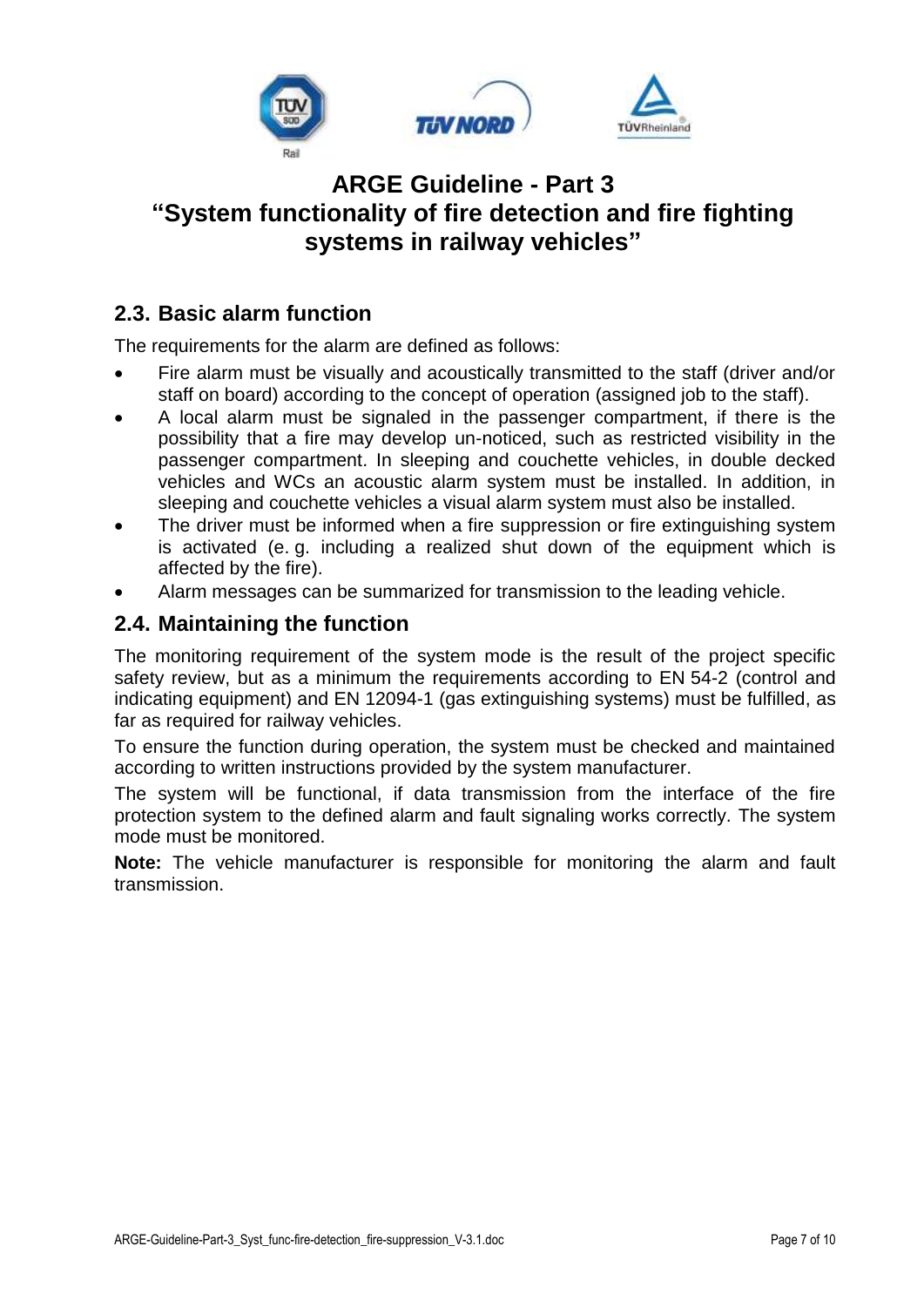## 2.3. Basic alarm function

The requirements for the alarm are defined as follows:

- Fire alarm must be visually and acoustically transmitted to the staff (driver and/or staff on board) according to the concept of operation (assigned job to the staff).
- A local alarm must be signaled in the passenger compartment, if there is the possibility that a fire may develop un-noticed, such as restricted visibility in the passenger compartment. In sleeping and couchette vehicles, in double decked vehicles and WCs an acoustic alarm system must be installed. In addition, in sleeping and couchette vehicles a visual alarm system must also be installed.
- The driver must be informed when a fire suppression or fire extinguishing system is activated (e. g. including a realized shut down of the equipment which is affected by the fire).
- Alarm messages can be summarized for transmission to the leading vehicle.

## 2.4. Maintaining the function

The monitoring requirement of the system mode is the result of the project specific safety review, but as a minimum the requirements according to EN 54-2 (control and indicating equipment) and EN 12094-1 (gas extinguishing systems) must be fulfilled, as far as required for railway vehicles.

To ensure the function during operation, the system must be checked and maintained according to written instructions provided by the system manufacturer.

The system will be functional, if data transmission from the interface of the fire protection system to the defined alarm and fault signaling works correctly. The system mode must be monitored.

**Note:** The vehicle manufacturer is responsible for monitoring the alarm and fault transmission.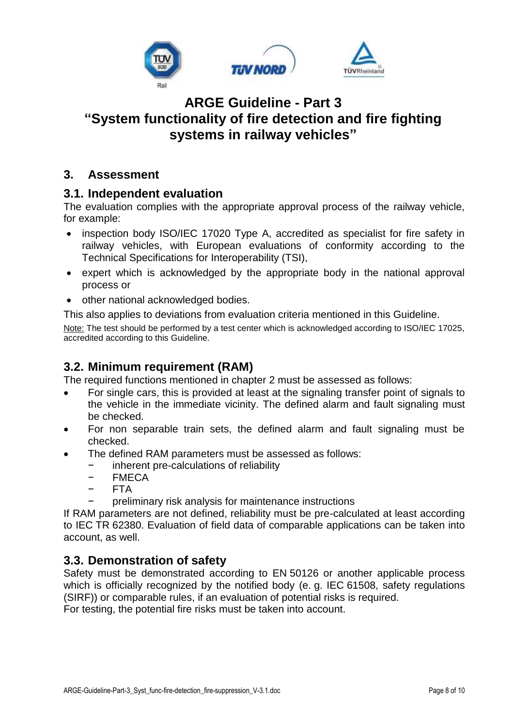# ARGE Guideline - Part 3
# "System functionality of fire detection and fire fighting systems in railway vehicles"

## 3. Assessment

### 3.1. Independent evaluation

The evaluation complies with the appropriate approval process of the railway vehicle, for example:

- inspection body ISO/IEC 17020 Type A, accredited as specialist for fire safety in railway vehicles, with European evaluations of conformity according to the Technical Specifications for Interoperability (TSI),
- expert which is acknowledged by the appropriate body in the national approval process or
- other national acknowledged bodies.

This also applies to deviations from evaluation criteria mentioned in this Guideline.

Note: The test should be performed by a test center which is acknowledged according to ISO/IEC 17025, accredited according to this Guideline.

### 3.2. Minimum requirement (RAM)

The required functions mentioned in chapter 2 must be assessed as follows:

- For single cars, this is provided at least at the signaling transfer point of signals to the vehicle in the immediate vicinity. The defined alarm and fault signaling must be checked.
- For non separable train sets, the defined alarm and fault signaling must be checked.
- The defined RAM parameters must be assessed as follows:
  - inherent pre-calculations of reliability
  - FMECA
  - FTA
  - preliminary risk analysis for maintenance instructions

If RAM parameters are not defined, reliability must be pre-calculated at least according to IEC TR 62380. Evaluation of field data of comparable applications can be taken into account, as well.

### 3.3. Demonstration of safety

Safety must be demonstrated according to EN 50126 or another applicable process which is officially recognized by the notified body (e. g. IEC 61508, safety regulations (SIRF)) or comparable rules, if an evaluation of potential risks is required.
For testing, the potential fire risks must be taken into account.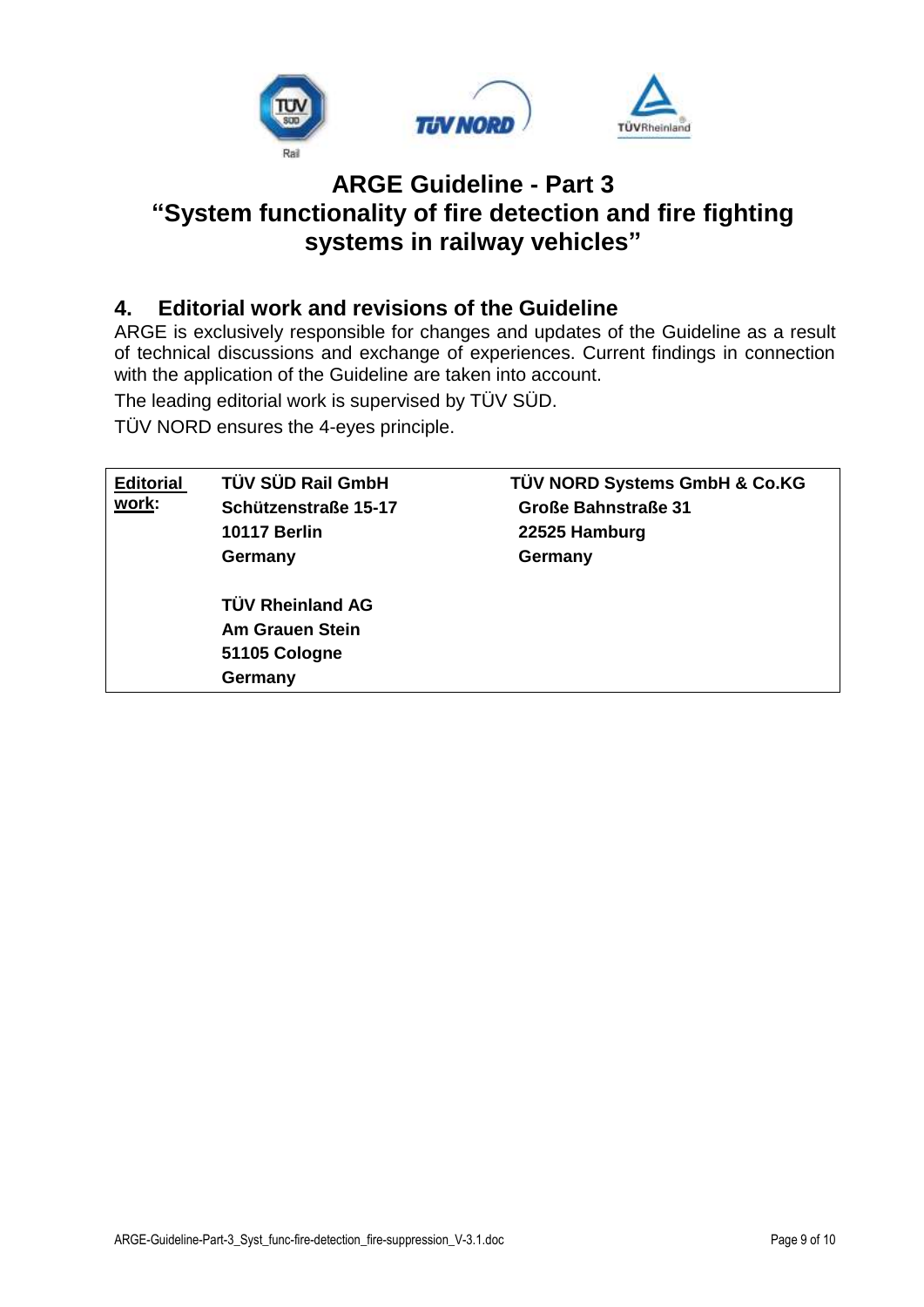# ARGE Guideline - Part 3
# "System functionality of fire detection and fire fighting systems in railway vehicles"

## 4. Editorial work and revisions of the Guideline

ARGE is exclusively responsible for changes and updates of the Guideline as a result of technical discussions and exchange of experiences. Current findings in connection with the application of the Guideline are taken into account.

The leading editorial work is supervised by TÜV SÜD.

TÜV NORD ensures the 4-eyes principle.

| Editorial work: | | |
|---|---|---|
| | **TÜV SÜD Rail GmbH**<br>**Schützenstraße 15-17**<br>**10117 Berlin**<br>**Germany** | **TÜV NORD Systems GmbH & Co.KG**<br>**Große Bahnstraße 31**<br>**22525 Hamburg**<br>**Germany** |
| | **TÜV Rheinland AG**<br>**Am Grauen Stein**<br>**51105 Cologne**<br>**Germany** | |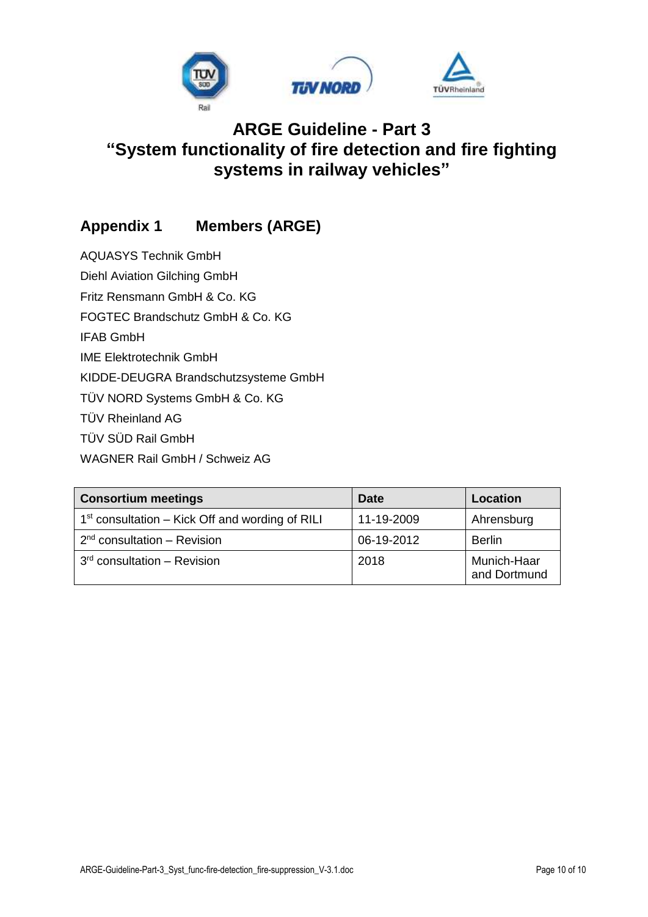# ARGE Guideline - Part 3
# "System functionality of fire detection and fire fighting systems in railway vehicles"

## Appendix 1 Members (ARGE)

AQUASYS Technik GmbH
Diehl Aviation Gilching GmbH
Fritz Rensmann GmbH & Co. KG
FOGTEC Brandschutz GmbH & Co. KG
IFAB GmbH
IME Elektrotechnik GmbH
KIDDE-DEUGRA Brandschutzsysteme GmbH
TÜV NORD Systems GmbH & Co. KG
TÜV Rheinland AG
TÜV SÜD Rail GmbH
WAGNER Rail GmbH / Schweiz AG

| Consortium meetings | Date | Location |
|---|---|---|
| 1st consultation – Kick Off and wording of RILI | 11-19-2009 | Ahrensburg |
| 2nd consultation – Revision | 06-19-2012 | Berlin |
| 3rd consultation – Revision | 2018 | Munich-Haar and Dortmund |